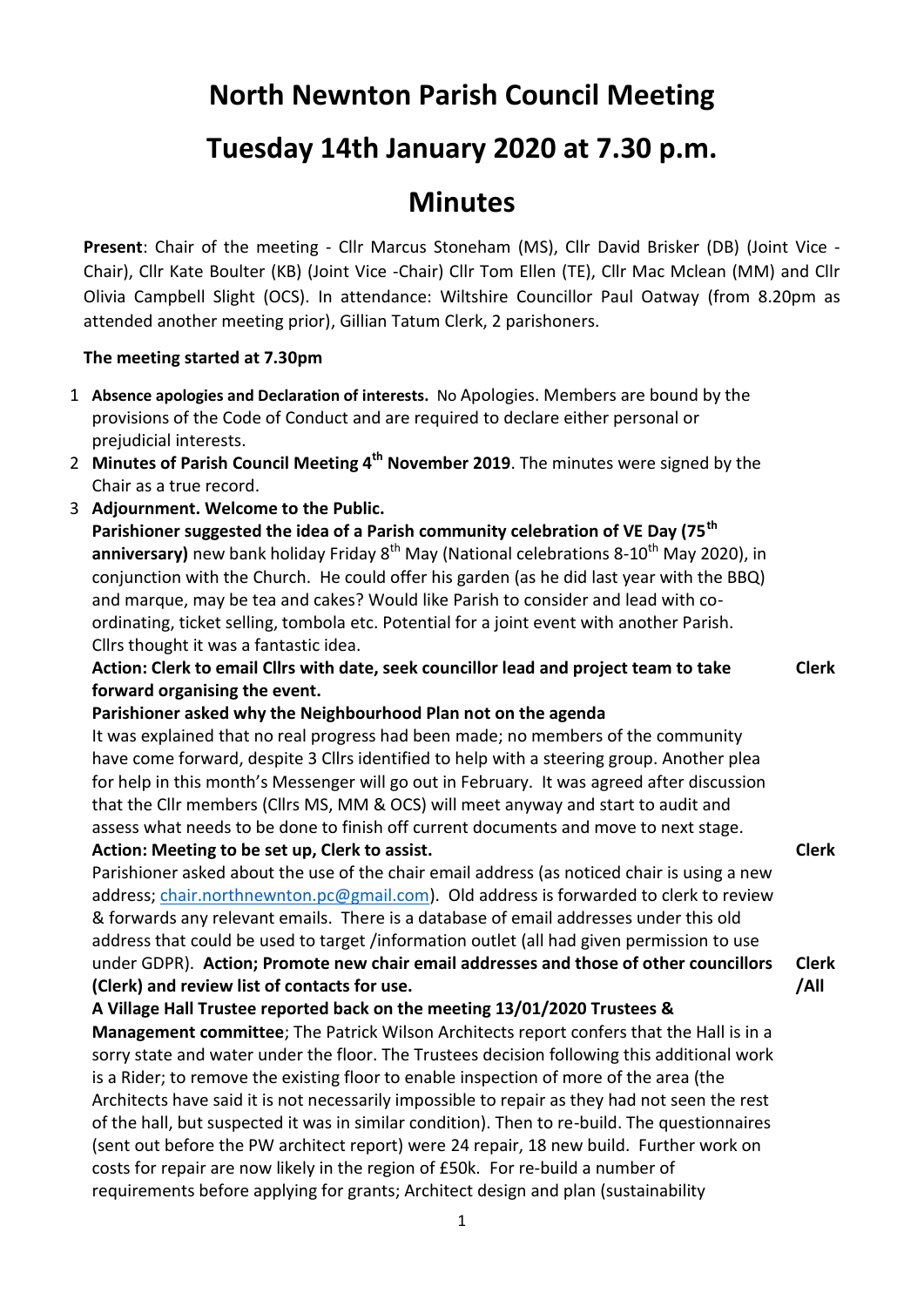# North Newnton Parish Council Meeting

# Tuesday 14th January 2020 at 7.30 p.m.

# Minutes

**Present**: Chair of the meeting - Cllr Marcus Stoneham (MS), Cllr David Brisker (DB) (Joint Vice - Chair), Cllr Kate Boulter (KB) (Joint Vice -Chair) Cllr Tom Ellen (TE), Cllr Mac Mclean (MM) and Cllr Olivia Campbell Slight (OCS). In attendance: Wiltshire Councillor Paul Oatway (from 8.20pm as attended another meeting prior), Gillian Tatum Clerk, 2 parishoners.

**The meeting started at 7.30pm**

1. **Absence apologies and Declaration of interests.** No Apologies. Members are bound by the provisions of the Code of Conduct and are required to declare either personal or prejudicial interests.
2. **Minutes of Parish Council Meeting 4th November 2019**. The minutes were signed by the Chair as a true record.
3. **Adjournment. Welcome to the Public.**

   **Parishioner suggested the idea of a Parish community celebration of VE Day (75th anniversary)** new bank holiday Friday 8th May (National celebrations 8-10th May 2020), in conjunction with the Church. He could offer his garden (as he did last year with the BBQ) and marque, may be tea and cakes? Would like Parish to consider and lead with co-ordinating, ticket selling, tombola etc. Potential for a joint event with another Parish. Cllrs thought it was a fantastic idea.

   **Action: Clerk to email Cllrs with date, seek councillor lead and project team to take forward organising the event.** — **Clerk**

   **Parishioner asked why the Neighbourhood Plan not on the agenda**

   It was explained that no real progress had been made; no members of the community have come forward, despite 3 Cllrs identified to help with a steering group. Another plea for help in this month's Messenger will go out in February. It was agreed after discussion that the Cllr members (Cllrs MS, MM & OCS) will meet anyway and start to audit and assess what needs to be done to finish off current documents and move to next stage.

   **Action: Meeting to be set up, Clerk to assist.** — **Clerk**

   Parishioner asked about the use of the chair email address (as noticed chair is using a new address; chair.northnewnton.pc@gmail.com). Old address is forwarded to clerk to review & forwards any relevant emails. There is a database of email addresses under this old address that could be used to target /information outlet (all had given permission to use under GDPR). **Action; Promote new chair email addresses and those of other councillors (Clerk) and review list of contacts for use.** — **Clerk /All**

   **A Village Hall Trustee reported back on the meeting 13/01/2020 Trustees & Management committee**; The Patrick Wilson Architects report confers that the Hall is in a sorry state and water under the floor. The Trustees decision following this additional work is a Rider; to remove the existing floor to enable inspection of more of the area (the Architects have said it is not necessarily impossible to repair as they had not seen the rest of the hall, but suspected it was in similar condition). Then to re-build. The questionnaires (sent out before the PW architect report) were 24 repair, 18 new build. Further work on costs for repair are now likely in the region of £50k. For re-build a number of requirements before applying for grants; Architect design and plan (sustainability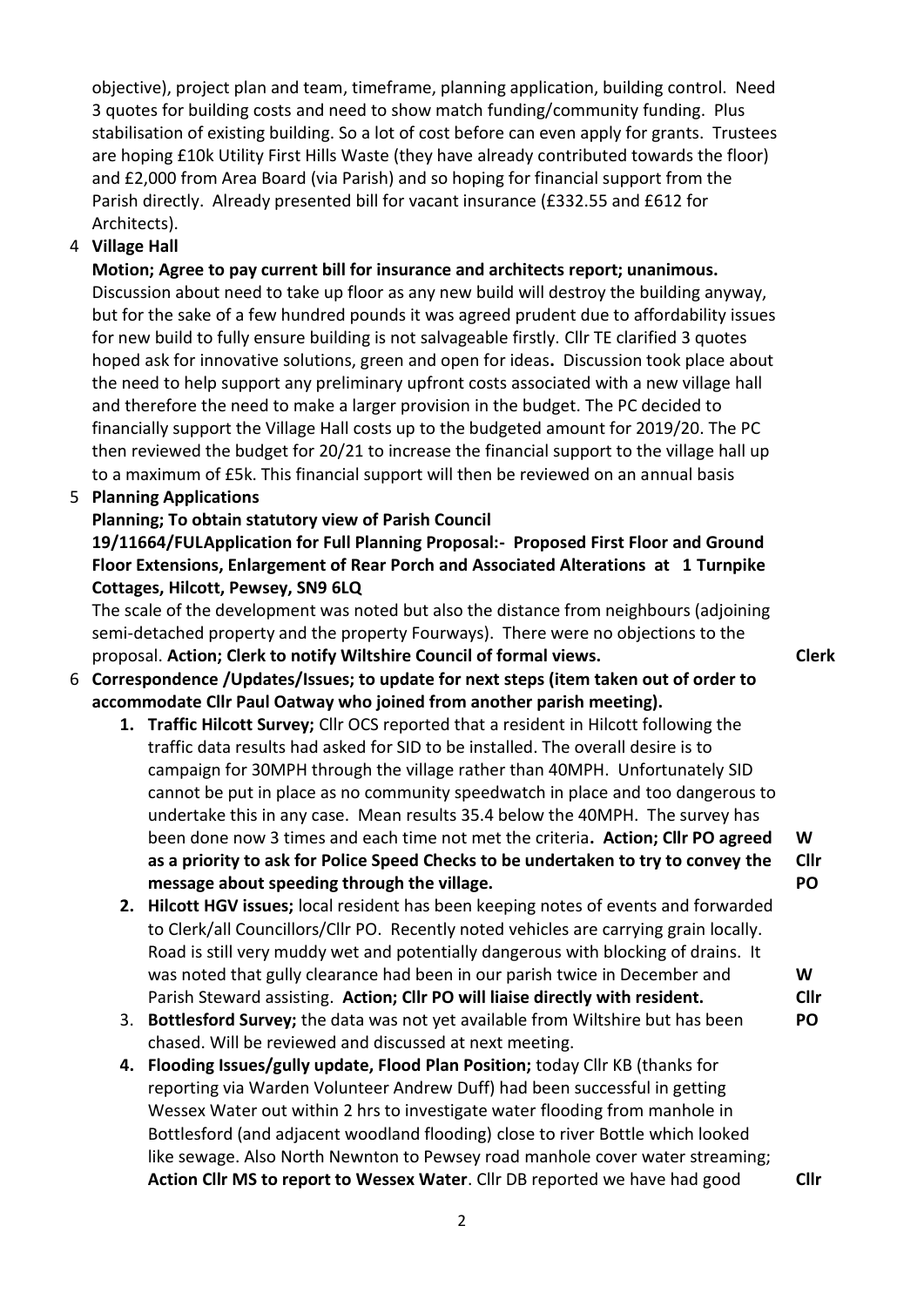objective), project plan and team, timeframe, planning application, building control. Need 3 quotes for building costs and need to show match funding/community funding. Plus stabilisation of existing building. So a lot of cost before can even apply for grants. Trustees are hoping £10k Utility First Hills Waste (they have already contributed towards the floor) and £2,000 from Area Board (via Parish) and so hoping for financial support from the Parish directly. Already presented bill for vacant insurance (£332.55 and £612 for Architects).

4 **Village Hall**

**Motion; Agree to pay current bill for insurance and architects report; unanimous.**
Discussion about need to take up floor as any new build will destroy the building anyway, but for the sake of a few hundred pounds it was agreed prudent due to affordability issues for new build to fully ensure building is not salvageable firstly. Cllr TE clarified 3 quotes hoped ask for innovative solutions, green and open for ideas**.** Discussion took place about the need to help support any preliminary upfront costs associated with a new village hall and therefore the need to make a larger provision in the budget. The PC decided to financially support the Village Hall costs up to the budgeted amount for 2019/20. The PC then reviewed the budget for 20/21 to increase the financial support to the village hall up to a maximum of £5k. This financial support will then be reviewed on an annual basis

5 **Planning Applications**

**Planning; To obtain statutory view of Parish Council**
**19/11664/FULApplication for Full Planning Proposal:- Proposed First Floor and Ground Floor Extensions, Enlargement of Rear Porch and Associated Alterations at 1 Turnpike Cottages, Hilcott, Pewsey, SN9 6LQ**
The scale of the development was noted but also the distance from neighbours (adjoining semi-detached property and the property Fourways). There were no objections to the proposal. **Action; Clerk to notify Wiltshire Council of formal views.** — **Clerk**

6 **Correspondence /Updates/Issues; to update for next steps (item taken out of order to accommodate Cllr Paul Oatway who joined from another parish meeting).**

1. **Traffic Hilcott Survey;** Cllr OCS reported that a resident in Hilcott following the traffic data results had asked for SID to be installed. The overall desire is to campaign for 30MPH through the village rather than 40MPH. Unfortunately SID cannot be put in place as no community speedwatch in place and too dangerous to undertake this in any case. Mean results 35.4 below the 40MPH. The survey has been done now 3 times and each time not met the criteria**. Action; Cllr PO agreed as a priority to ask for Police Speed Checks to be undertaken to try to convey the message about speeding through the village.** — **W Cllr PO**
2. **Hilcott HGV issues;** local resident has been keeping notes of events and forwarded to Clerk/all Councillors/Cllr PO. Recently noted vehicles are carrying grain locally. Road is still very muddy wet and potentially dangerous with blocking of drains. It was noted that gully clearance had been in our parish twice in December and Parish Steward assisting. **Action; Cllr PO will liaise directly with resident.** — **W Cllr PO**
3. **Bottlesford Survey;** the data was not yet available from Wiltshire but has been chased. Will be reviewed and discussed at next meeting.
4. **Flooding Issues/gully update, Flood Plan Position;** today Cllr KB (thanks for reporting via Warden Volunteer Andrew Duff) had been successful in getting Wessex Water out within 2 hrs to investigate water flooding from manhole in Bottlesford (and adjacent woodland flooding) close to river Bottle which looked like sewage. Also North Newnton to Pewsey road manhole cover water streaming; **Action Cllr MS to report to Wessex Water**. Cllr DB reported we have had good — **Cllr**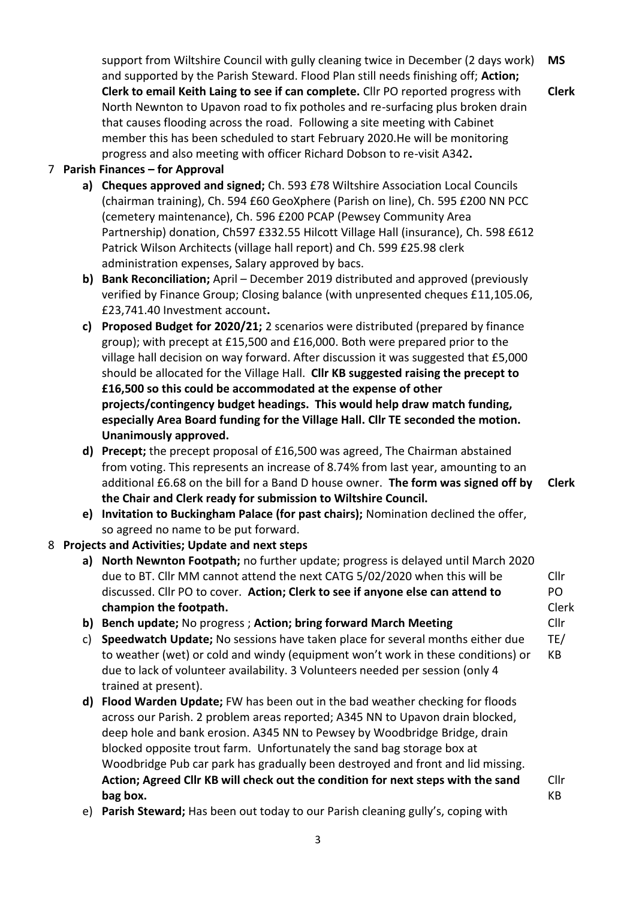support from Wiltshire Council with gully cleaning twice in December (2 days work) and supported by the Parish Steward. Flood Plan still needs finishing off; **Action; Clerk to email Keith Laing to see if can complete.** Cllr PO reported progress with North Newnton to Upavon road to fix potholes and re-surfacing plus broken drain that causes flooding across the road. Following a site meeting with Cabinet member this has been scheduled to start February 2020.He will be monitoring progress and also meeting with officer Richard Dobson to re-visit A342**.** **MS** **Clerk**

7 **Parish Finances – for Approval**

- **a) Cheques approved and signed;** Ch. 593 £78 Wiltshire Association Local Councils (chairman training), Ch. 594 £60 GeoXphere (Parish on line), Ch. 595 £200 NN PCC (cemetery maintenance), Ch. 596 £200 PCAP (Pewsey Community Area Partnership) donation, Ch597 £332.55 Hilcott Village Hall (insurance), Ch. 598 £612 Patrick Wilson Architects (village hall report) and Ch. 599 £25.98 clerk administration expenses, Salary approved by bacs.
- **b) Bank Reconciliation;** April – December 2019 distributed and approved (previously verified by Finance Group; Closing balance (with unpresented cheques £11,105.06, £23,741.40 Investment account**.**
- **c) Proposed Budget for 2020/21;** 2 scenarios were distributed (prepared by finance group); with precept at £15,500 and £16,000. Both were prepared prior to the village hall decision on way forward. After discussion it was suggested that £5,000 should be allocated for the Village Hall. **Cllr KB suggested raising the precept to £16,500 so this could be accommodated at the expense of other projects/contingency budget headings. This would help draw match funding, especially Area Board funding for the Village Hall. Cllr TE seconded the motion. Unanimously approved.**
- **d) Precept;** the precept proposal of £16,500 was agreed, The Chairman abstained from voting. This represents an increase of 8.74% from last year, amounting to an additional £6.68 on the bill for a Band D house owner. **The form was signed off by the Chair and Clerk ready for submission to Wiltshire Council.** **Clerk**
- **e) Invitation to Buckingham Palace (for past chairs);** Nomination declined the offer, so agreed no name to be put forward.

8 **Projects and Activities; Update and next steps**

- **a) North Newnton Footpath;** no further update; progress is delayed until March 2020 due to BT. Cllr MM cannot attend the next CATG 5/02/2020 when this will be discussed. Cllr PO to cover. **Action; Clerk to see if anyone else can attend to champion the footpath.** Cllr PO Clerk
- **b) Bench update;** No progress ; **Action; bring forward March Meeting** Cllr TE/ KB
- c) **Speedwatch Update;** No sessions have taken place for several months either due to weather (wet) or cold and windy (equipment won't work in these conditions) or due to lack of volunteer availability. 3 Volunteers needed per session (only 4 trained at present).
- **d) Flood Warden Update;** FW has been out in the bad weather checking for floods across our Parish. 2 problem areas reported; A345 NN to Upavon drain blocked, deep hole and bank erosion. A345 NN to Pewsey by Woodbridge Bridge, drain blocked opposite trout farm. Unfortunately the sand bag storage box at Woodbridge Pub car park has gradually been destroyed and front and lid missing. **Action; Agreed Cllr KB will check out the condition for next steps with the sand bag box.** Cllr KB
- e) **Parish Steward;** Has been out today to our Parish cleaning gully's, coping with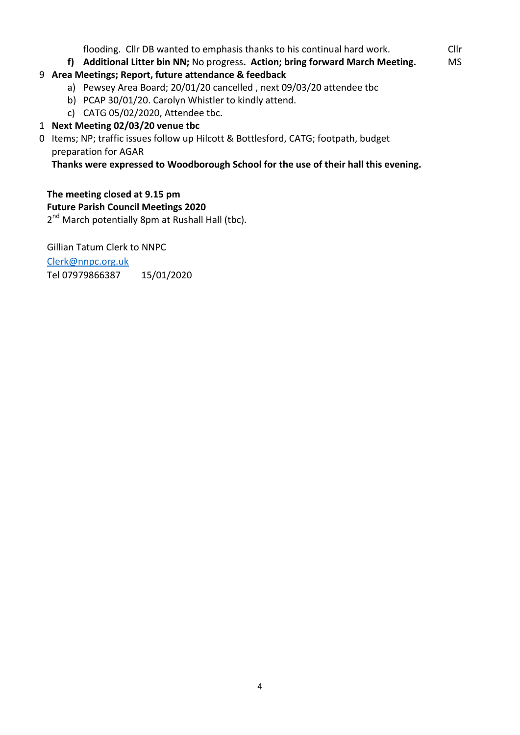flooding. Cllr DB wanted to emphasis thanks to his continual hard work. Cllr

f) **Additional Litter bin NN;** No progress**. Action; bring forward March Meeting.** MS

9 **Area Meetings; Report, future attendance & feedback**

a) Pewsey Area Board; 20/01/20 cancelled , next 09/03/20 attendee tbc
b) PCAP 30/01/20. Carolyn Whistler to kindly attend.
c) CATG 05/02/2020, Attendee tbc.

10 **Next Meeting 02/03/20 venue tbc**

Items; NP; traffic issues follow up Hilcott & Bottlesford, CATG; footpath, budget preparation for AGAR

**Thanks were expressed to Woodborough School for the use of their hall this evening.**

**The meeting closed at 9.15 pm**

**Future Parish Council Meetings 2020**

2nd March potentially 8pm at Rushall Hall (tbc).

Gillian Tatum Clerk to NNPC

Clerk@nnpc.org.uk

Tel 07979866387 15/01/2020